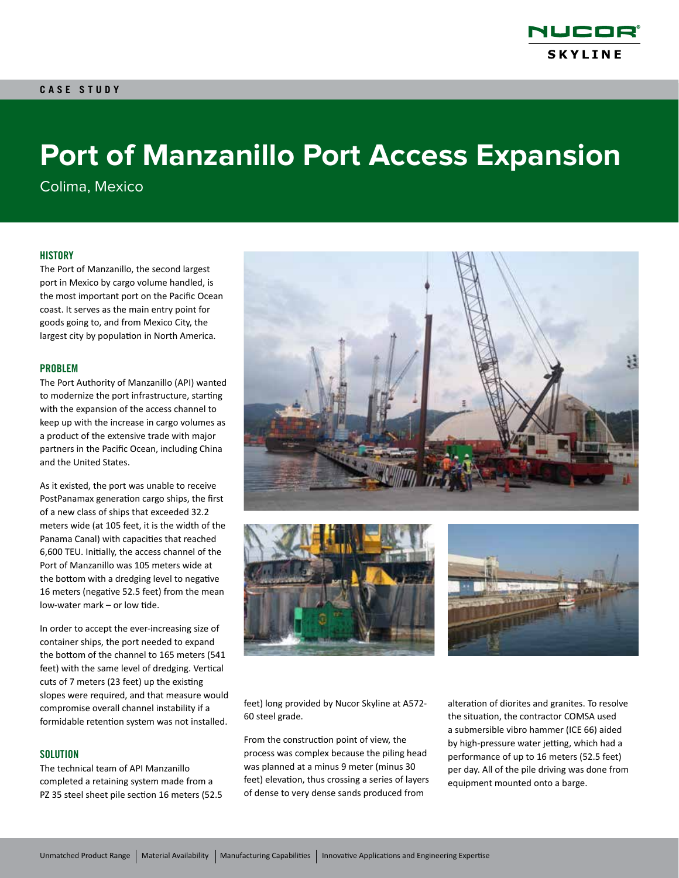CASE STUDY

# Port of Manzanillo Port Access Expansion

Colima, Mexico

## HISTORY

The Port of Manzanillo, the second largest port in Mexico by cargo volume handled, is the most important port on the Pacific Ocean coast. It serves as the main entry point for goods going to, and from Mexico City, the largest city by population in North America.

## PROBLEM

The Port Authority of Manzanillo (API) wanted to modernize the port infrastructure, starting with the expansion of the access channel to keep up with the increase in cargo volumes as a product of the extensive trade with major partners in the Pacific Ocean, including China and the United States.

As it existed, the port was unable to receive PostPanamax generation cargo ships, the first of a new class of ships that exceeded 32.2 meters wide (at 105 feet, it is the width of the Panama Canal) with capacities that reached 6,600 TEU. Initially, the access channel of the Port of Manzanillo was 105 meters wide at the bottom with a dredging level to negative 16 meters (negative 52.5 feet) from the mean low-water mark – or low tide.

In order to accept the ever-increasing size of container ships, the port needed to expand the bottom of the channel to 165 meters (541 feet) with the same level of dredging. Vertical cuts of 7 meters (23 feet) up the existing slopes were required, and that measure would compromise overall channel instability if a formidable retention system was not installed.

## SOLUTION

The technical team of API Manzanillo completed a retaining system made from a PZ 35 steel sheet pile section 16 meters (52.5 feet) long provided by Nucor Skyline at A572-60 steel grade.

From the construction point of view, the process was complex because the piling head was planned at a minus 9 meter (minus 30 feet) elevation, thus crossing a series of layers of dense to very dense sands produced from alteration of diorites and granites. To resolve the situation, the contractor COMSA used a submersible vibro hammer (ICE 66) aided by high-pressure water jetting, which had a performance of up to 16 meters (52.5 feet) per day. All of the pile driving was done from equipment mounted onto a barge.

Unmatched Product Range | Material Availability | Manufacturing Capabilities | Innovative Applications and Engineering Expertise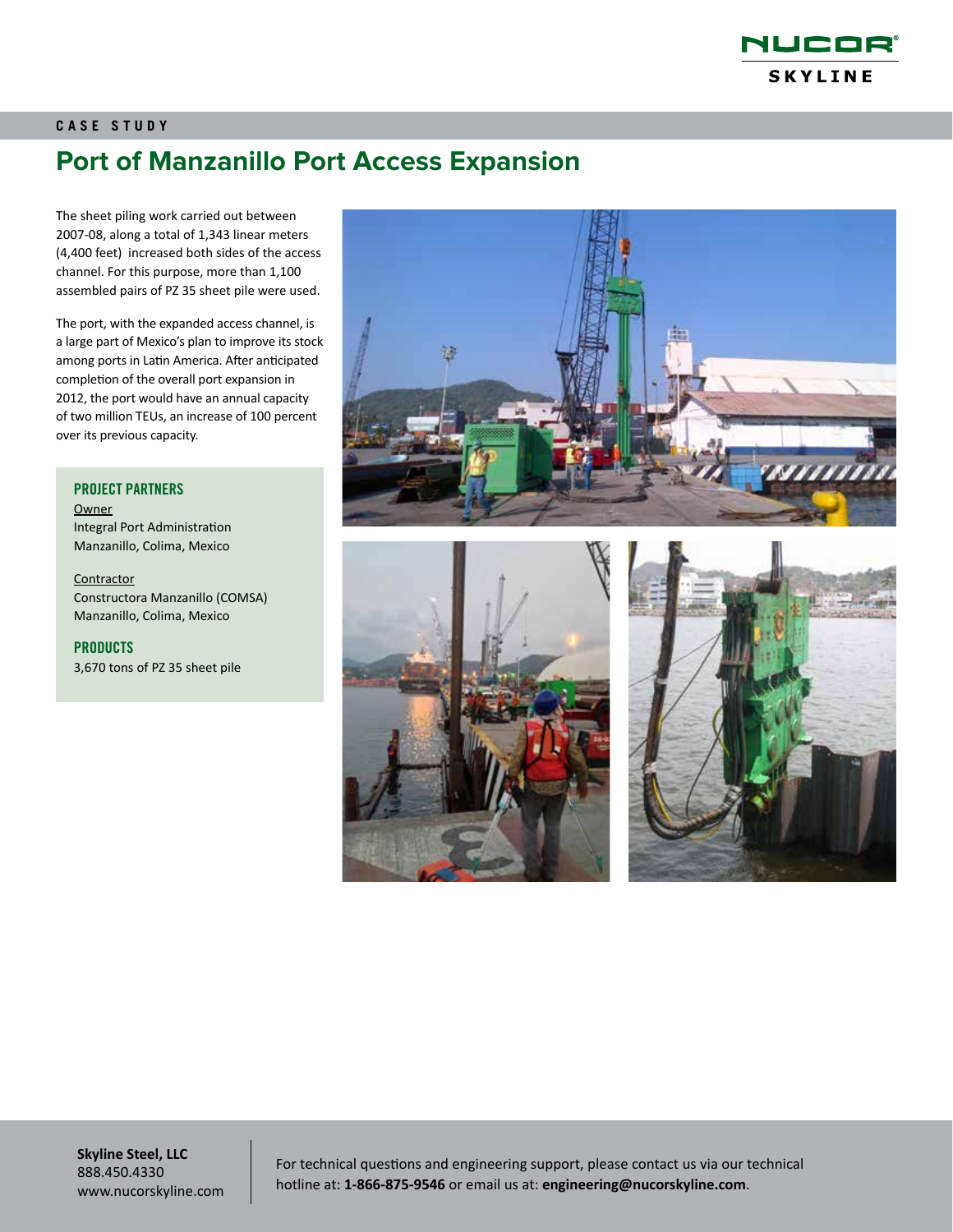CASE STUDY

# Port of Manzanillo Port Access Expansion

The sheet piling work carried out between 2007-08, along a total of 1,343 linear meters (4,400 feet) increased both sides of the access channel. For this purpose, more than 1,100 assembled pairs of PZ 35 sheet pile were used.

The port, with the expanded access channel, is a large part of Mexico's plan to improve its stock among ports in Latin America. After anticipated completion of the overall port expansion in 2012, the port would have an annual capacity of two million TEUs, an increase of 100 percent over its previous capacity.

## PROJECT PARTNERS

Owner
Integral Port Administration
Manzanillo, Colima, Mexico

Contractor
Constructora Manzanillo (COMSA)
Manzanillo, Colima, Mexico

## PRODUCTS

3,670 tons of PZ 35 sheet pile

**Skyline Steel, LLC**
888.450.4330
www.nucorskyline.com

For technical questions and engineering support, please contact us via our technical hotline at: **1-866-875-9546** or email us at: **engineering@nucorskyline.com**.